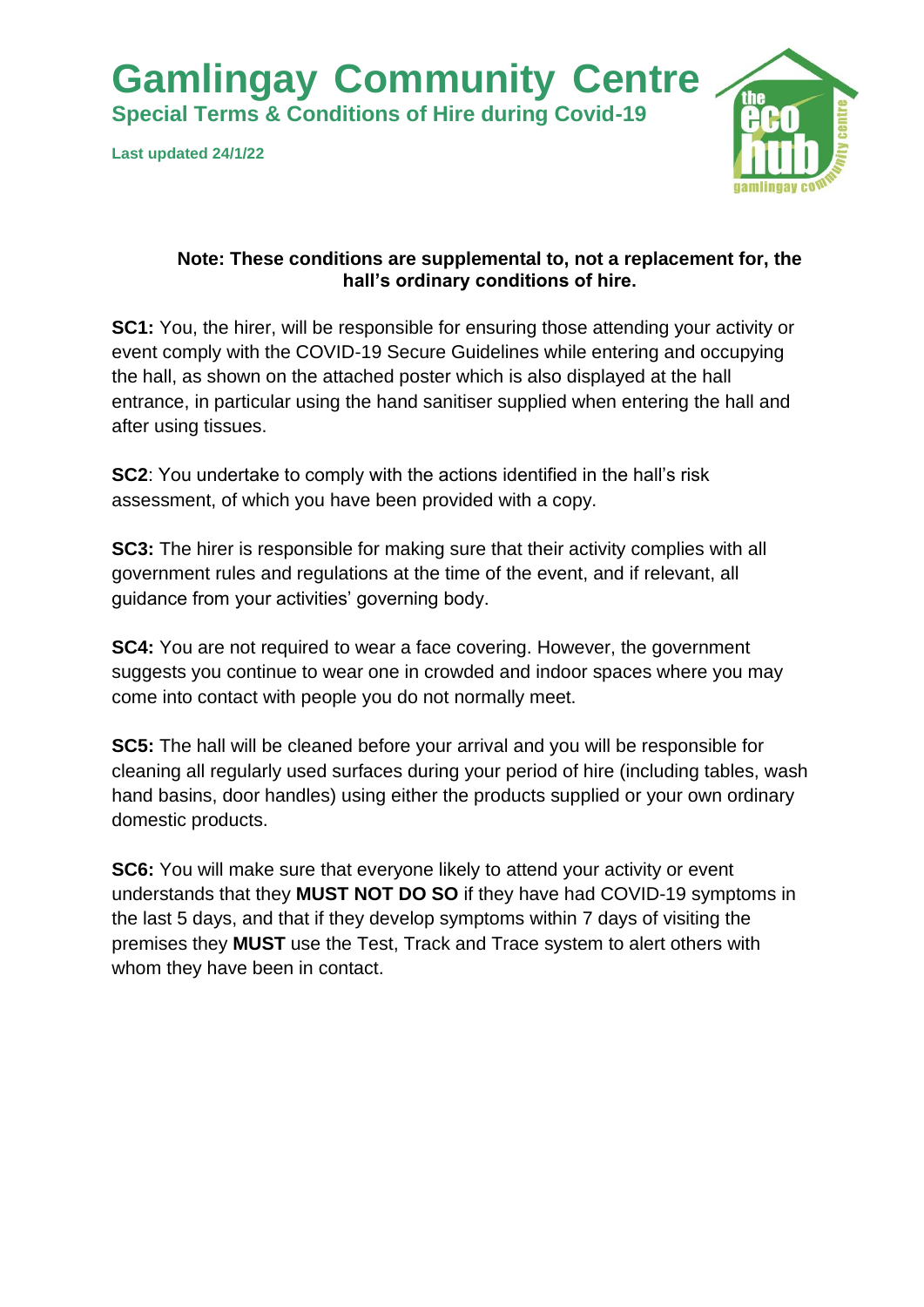# Gamlingay Community Centre

## Special Terms & Conditions of Hire during Covid-19

**Last updated 24/1/22**

**Note: These conditions are supplemental to, not a replacement for, the hall's ordinary conditions of hire.**

**SC1:** You, the hirer, will be responsible for ensuring those attending your activity or event comply with the COVID-19 Secure Guidelines while entering and occupying the hall, as shown on the attached poster which is also displayed at the hall entrance, in particular using the hand sanitiser supplied when entering the hall and after using tissues.

**SC2**: You undertake to comply with the actions identified in the hall's risk assessment, of which you have been provided with a copy.

**SC3:** The hirer is responsible for making sure that their activity complies with all government rules and regulations at the time of the event, and if relevant, all guidance from your activities' governing body.

**SC4:** You are not required to wear a face covering. However, the government suggests you continue to wear one in crowded and indoor spaces where you may come into contact with people you do not normally meet.

**SC5:** The hall will be cleaned before your arrival and you will be responsible for cleaning all regularly used surfaces during your period of hire (including tables, wash hand basins, door handles) using either the products supplied or your own ordinary domestic products.

**SC6:** You will make sure that everyone likely to attend your activity or event understands that they **MUST NOT DO SO** if they have had COVID-19 symptoms in the last 5 days, and that if they develop symptoms within 7 days of visiting the premises they **MUST** use the Test, Track and Trace system to alert others with whom they have been in contact.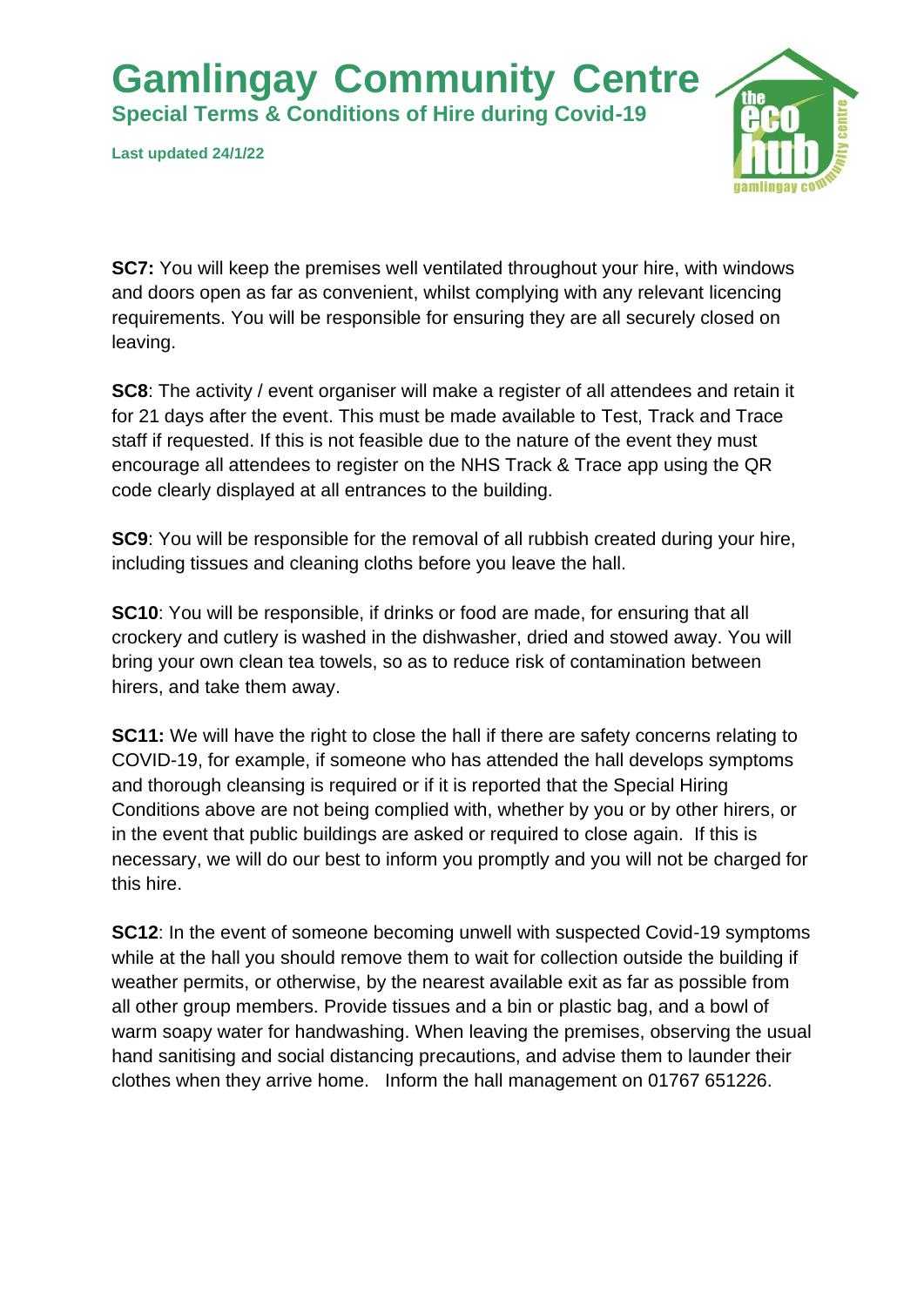# Gamlingay Community Centre

## Special Terms & Conditions of Hire during Covid-19

**Last updated 24/1/22**

**SC7:** You will keep the premises well ventilated throughout your hire, with windows and doors open as far as convenient, whilst complying with any relevant licencing requirements. You will be responsible for ensuring they are all securely closed on leaving.

**SC8**: The activity / event organiser will make a register of all attendees and retain it for 21 days after the event. This must be made available to Test, Track and Trace staff if requested. If this is not feasible due to the nature of the event they must encourage all attendees to register on the NHS Track & Trace app using the QR code clearly displayed at all entrances to the building.

**SC9**: You will be responsible for the removal of all rubbish created during your hire, including tissues and cleaning cloths before you leave the hall.

**SC10**: You will be responsible, if drinks or food are made, for ensuring that all crockery and cutlery is washed in the dishwasher, dried and stowed away. You will bring your own clean tea towels, so as to reduce risk of contamination between hirers, and take them away.

**SC11:** We will have the right to close the hall if there are safety concerns relating to COVID-19, for example, if someone who has attended the hall develops symptoms and thorough cleansing is required or if it is reported that the Special Hiring Conditions above are not being complied with, whether by you or by other hirers, or in the event that public buildings are asked or required to close again. If this is necessary, we will do our best to inform you promptly and you will not be charged for this hire.

**SC12**: In the event of someone becoming unwell with suspected Covid-19 symptoms while at the hall you should remove them to wait for collection outside the building if weather permits, or otherwise, by the nearest available exit as far as possible from all other group members. Provide tissues and a bin or plastic bag, and a bowl of warm soapy water for handwashing. When leaving the premises, observing the usual hand sanitising and social distancing precautions, and advise them to launder their clothes when they arrive home. Inform the hall management on 01767 651226.